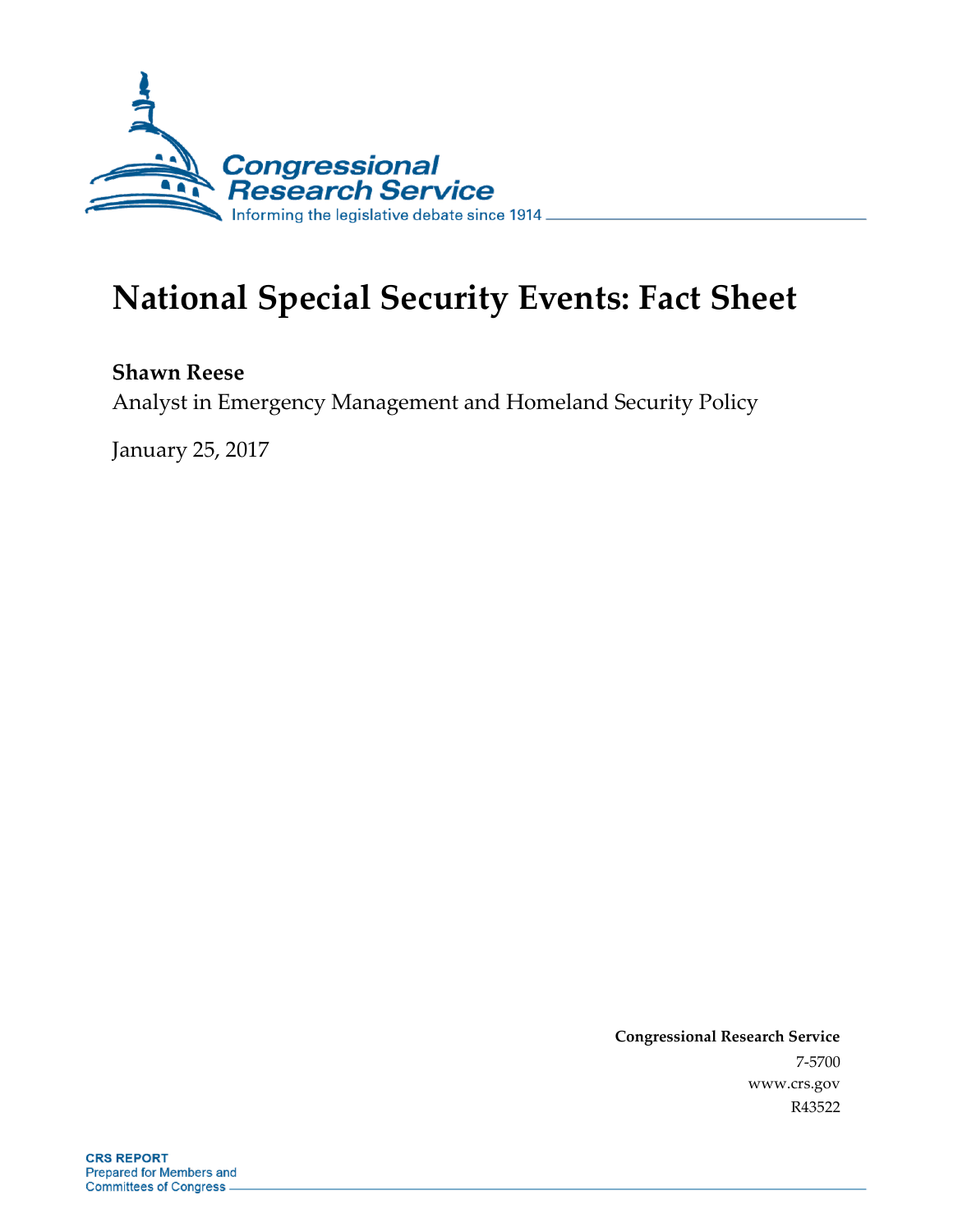Congressional Research Service

Informing the legislative debate since 1914

# National Special Security Events: Fact Sheet

**Shawn Reese**

Analyst in Emergency Management and Homeland Security Policy

January 25, 2017

**Congressional Research Service**

7-5700

www.crs.gov

R43522

**CRS REPORT**

Prepared for Members and Committees of Congress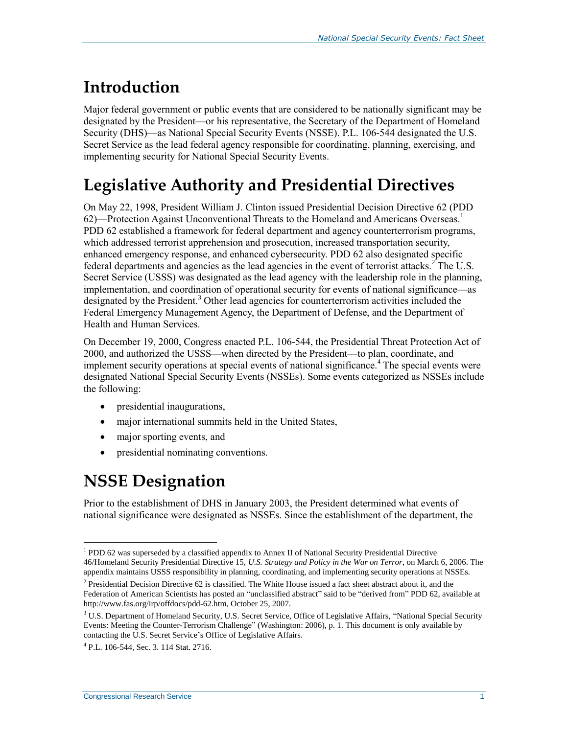# Introduction

Major federal government or public events that are considered to be nationally significant may be designated by the President—or his representative, the Secretary of the Department of Homeland Security (DHS)—as National Special Security Events (NSSE). P.L. 106-544 designated the U.S. Secret Service as the lead federal agency responsible for coordinating, planning, exercising, and implementing security for National Special Security Events.

# Legislative Authority and Presidential Directives

On May 22, 1998, President William J. Clinton issued Presidential Decision Directive 62 (PDD 62)—Protection Against Unconventional Threats to the Homeland and Americans Overseas.[1] PDD 62 established a framework for federal department and agency counterterrorism programs, which addressed terrorist apprehension and prosecution, increased transportation security, enhanced emergency response, and enhanced cybersecurity. PDD 62 also designated specific federal departments and agencies as the lead agencies in the event of terrorist attacks.[2] The U.S. Secret Service (USSS) was designated as the lead agency with the leadership role in the planning, implementation, and coordination of operational security for events of national significance—as designated by the President.[3] Other lead agencies for counterterrorism activities included the Federal Emergency Management Agency, the Department of Defense, and the Department of Health and Human Services.

On December 19, 2000, Congress enacted P.L. 106-544, the Presidential Threat Protection Act of 2000, and authorized the USSS—when directed by the President—to plan, coordinate, and implement security operations at special events of national significance.[4] The special events were designated National Special Security Events (NSSEs). Some events categorized as NSSEs include the following:

- presidential inaugurations,
- major international summits held in the United States,
- major sporting events, and
- presidential nominating conventions.

# NSSE Designation

Prior to the establishment of DHS in January 2003, the President determined what events of national significance were designated as NSSEs. Since the establishment of the department, the

[1] PDD 62 was superseded by a classified appendix to Annex II of National Security Presidential Directive 46/Homeland Security Presidential Directive 15, *U.S. Strategy and Policy in the War on Terror*, on March 6, 2006. The appendix maintains USSS responsibility in planning, coordinating, and implementing security operations at NSSEs.

[2] Presidential Decision Directive 62 is classified. The White House issued a fact sheet abstract about it, and the Federation of American Scientists has posted an "unclassified abstract" said to be "derived from" PDD 62, available at http://www.fas.org/irp/offdocs/pdd-62.htm, October 25, 2007.

[3] U.S. Department of Homeland Security, U.S. Secret Service, Office of Legislative Affairs, "National Special Security Events: Meeting the Counter-Terrorism Challenge" (Washington: 2006), p. 1. This document is only available by contacting the U.S. Secret Service's Office of Legislative Affairs.

[4] P.L. 106-544, Sec. 3. 114 Stat. 2716.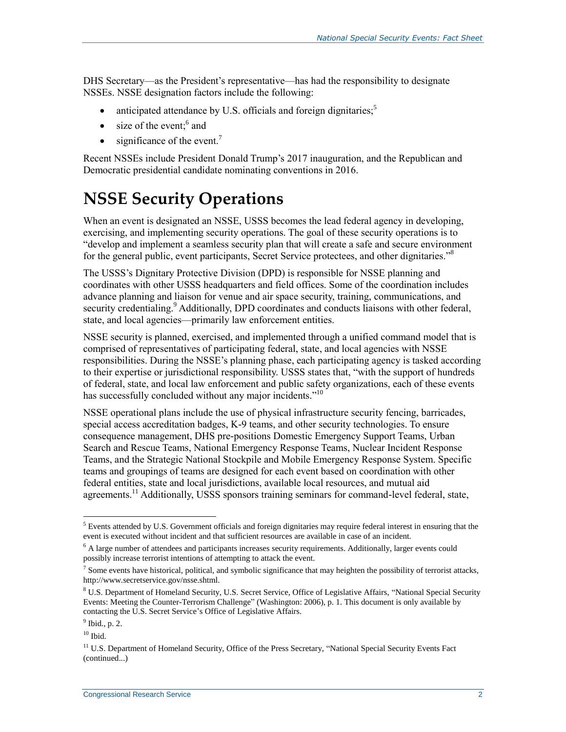DHS Secretary—as the President's representative—has had the responsibility to designate NSSEs. NSSE designation factors include the following:

- anticipated attendance by U.S. officials and foreign dignitaries;[5]
- size of the event;[6] and
- significance of the event.[7]

Recent NSSEs include President Donald Trump's 2017 inauguration, and the Republican and Democratic presidential candidate nominating conventions in 2016.

# NSSE Security Operations

When an event is designated an NSSE, USSS becomes the lead federal agency in developing, exercising, and implementing security operations. The goal of these security operations is to "develop and implement a seamless security plan that will create a safe and secure environment for the general public, event participants, Secret Service protectees, and other dignitaries."[8]

The USSS's Dignitary Protective Division (DPD) is responsible for NSSE planning and coordinates with other USSS headquarters and field offices. Some of the coordination includes advance planning and liaison for venue and air space security, training, communications, and security credentialing.[9] Additionally, DPD coordinates and conducts liaisons with other federal, state, and local agencies—primarily law enforcement entities.

NSSE security is planned, exercised, and implemented through a unified command model that is comprised of representatives of participating federal, state, and local agencies with NSSE responsibilities. During the NSSE's planning phase, each participating agency is tasked according to their expertise or jurisdictional responsibility. USSS states that, "with the support of hundreds of federal, state, and local law enforcement and public safety organizations, each of these events has successfully concluded without any major incidents."[10]

NSSE operational plans include the use of physical infrastructure security fencing, barricades, special access accreditation badges, K-9 teams, and other security technologies. To ensure consequence management, DHS pre-positions Domestic Emergency Support Teams, Urban Search and Rescue Teams, National Emergency Response Teams, Nuclear Incident Response Teams, and the Strategic National Stockpile and Mobile Emergency Response System. Specific teams and groupings of teams are designed for each event based on coordination with other federal entities, state and local jurisdictions, available local resources, and mutual aid agreements.[11] Additionally, USSS sponsors training seminars for command-level federal, state,

---

[5] Events attended by U.S. Government officials and foreign dignitaries may require federal interest in ensuring that the event is executed without incident and that sufficient resources are available in case of an incident.

[6] A large number of attendees and participants increases security requirements. Additionally, larger events could possibly increase terrorist intentions of attempting to attack the event.

[7] Some events have historical, political, and symbolic significance that may heighten the possibility of terrorist attacks, http://www.secretservice.gov/nsse.shtml.

[8] U.S. Department of Homeland Security, U.S. Secret Service, Office of Legislative Affairs, "National Special Security Events: Meeting the Counter-Terrorism Challenge" (Washington: 2006), p. 1. This document is only available by contacting the U.S. Secret Service's Office of Legislative Affairs.

[9] Ibid., p. 2.

[10] Ibid.

[11] U.S. Department of Homeland Security, Office of the Press Secretary, "National Special Security Events Fact (continued...)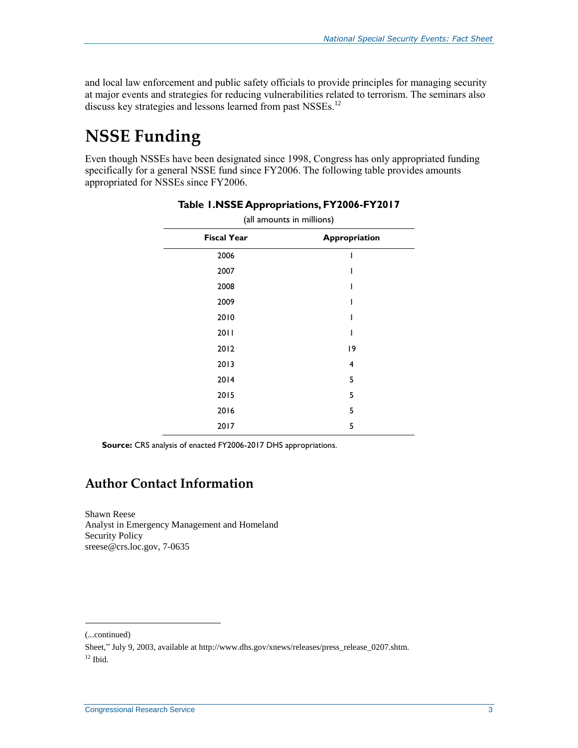and local law enforcement and public safety officials to provide principles for managing security at major events and strategies for reducing vulnerabilities related to terrorism. The seminars also discuss key strategies and lessons learned from past NSSEs.[12]

# NSSE Funding

Even though NSSEs have been designated since 1998, Congress has only appropriated funding specifically for a general NSSE fund since FY2006. The following table provides amounts appropriated for NSSEs since FY2006.

**Table 1. NSSE Appropriations, FY2006-FY2017**

(all amounts in millions)

| Fiscal Year | Appropriation |
|---|---|
| 2006 | 1 |
| 2007 | 1 |
| 2008 | 1 |
| 2009 | 1 |
| 2010 | 1 |
| 2011 | 1 |
| 2012 | 19 |
| 2013 | 4 |
| 2014 | 5 |
| 2015 | 5 |
| 2016 | 5 |
| 2017 | 5 |

**Source:** CRS analysis of enacted FY2006-2017 DHS appropriations.

## Author Contact Information

Shawn Reese
Analyst in Emergency Management and Homeland Security Policy
sreese@crs.loc.gov, 7-0635

(...continued)

Sheet," July 9, 2003, available at http://www.dhs.gov/xnews/releases/press_release_0207.shtm.

[12] Ibid.